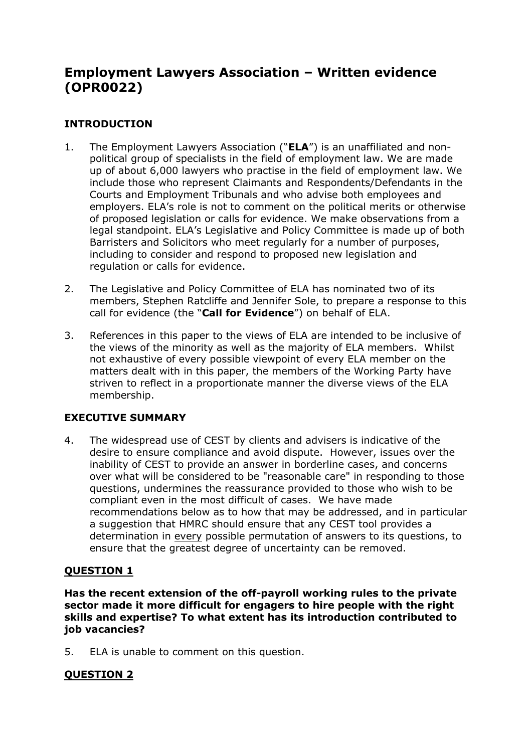# Employment Lawyers Association – Written evidence (OPR0022)

## INTRODUCTION

1. The Employment Lawyers Association ("**ELA**") is an unaffiliated and non-political group of specialists in the field of employment law. We are made up of about 6,000 lawyers who practise in the field of employment law. We include those who represent Claimants and Respondents/Defendants in the Courts and Employment Tribunals and who advise both employees and employers. ELA's role is not to comment on the political merits or otherwise of proposed legislation or calls for evidence. We make observations from a legal standpoint. ELA's Legislative and Policy Committee is made up of both Barristers and Solicitors who meet regularly for a number of purposes, including to consider and respond to proposed new legislation and regulation or calls for evidence.

2. The Legislative and Policy Committee of ELA has nominated two of its members, Stephen Ratcliffe and Jennifer Sole, to prepare a response to this call for evidence (the "**Call for Evidence**") on behalf of ELA.

3. References in this paper to the views of ELA are intended to be inclusive of the views of the minority as well as the majority of ELA members. Whilst not exhaustive of every possible viewpoint of every ELA member on the matters dealt with in this paper, the members of the Working Party have striven to reflect in a proportionate manner the diverse views of the ELA membership.

## EXECUTIVE SUMMARY

4. The widespread use of CEST by clients and advisers is indicative of the desire to ensure compliance and avoid dispute. However, issues over the inability of CEST to provide an answer in borderline cases, and concerns over what will be considered to be "reasonable care" in responding to those questions, undermines the reassurance provided to those who wish to be compliant even in the most difficult of cases. We have made recommendations below as to how that may be addressed, and in particular a suggestion that HMRC should ensure that any CEST tool provides a determination in <u>every</u> possible permutation of answers to its questions, to ensure that the greatest degree of uncertainty can be removed.

## <u>QUESTION 1</u>

**Has the recent extension of the off-payroll working rules to the private sector made it more difficult for engagers to hire people with the right skills and expertise? To what extent has its introduction contributed to job vacancies?**

5. ELA is unable to comment on this question.

## <u>QUESTION 2</u>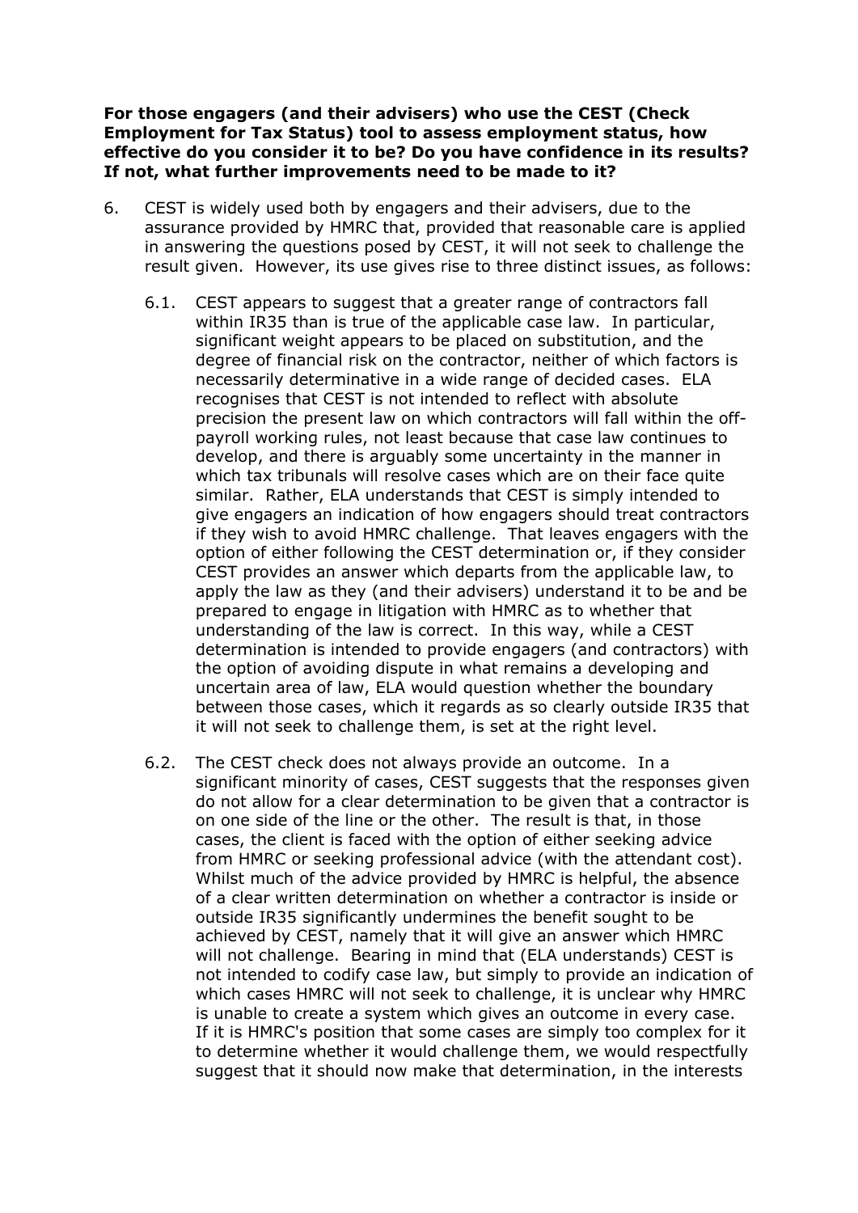**For those engagers (and their advisers) who use the CEST (Check Employment for Tax Status) tool to assess employment status, how effective do you consider it to be? Do you have confidence in its results? If not, what further improvements need to be made to it?**

6. CEST is widely used both by engagers and their advisers, due to the assurance provided by HMRC that, provided that reasonable care is applied in answering the questions posed by CEST, it will not seek to challenge the result given. However, its use gives rise to three distinct issues, as follows:

   6.1. CEST appears to suggest that a greater range of contractors fall within IR35 than is true of the applicable case law. In particular, significant weight appears to be placed on substitution, and the degree of financial risk on the contractor, neither of which factors is necessarily determinative in a wide range of decided cases. ELA recognises that CEST is not intended to reflect with absolute precision the present law on which contractors will fall within the off-payroll working rules, not least because that case law continues to develop, and there is arguably some uncertainty in the manner in which tax tribunals will resolve cases which are on their face quite similar. Rather, ELA understands that CEST is simply intended to give engagers an indication of how engagers should treat contractors if they wish to avoid HMRC challenge. That leaves engagers with the option of either following the CEST determination or, if they consider CEST provides an answer which departs from the applicable law, to apply the law as they (and their advisers) understand it to be and be prepared to engage in litigation with HMRC as to whether that understanding of the law is correct. In this way, while a CEST determination is intended to provide engagers (and contractors) with the option of avoiding dispute in what remains a developing and uncertain area of law, ELA would question whether the boundary between those cases, which it regards as so clearly outside IR35 that it will not seek to challenge them, is set at the right level.

   6.2. The CEST check does not always provide an outcome. In a significant minority of cases, CEST suggests that the responses given do not allow for a clear determination to be given that a contractor is on one side of the line or the other. The result is that, in those cases, the client is faced with the option of either seeking advice from HMRC or seeking professional advice (with the attendant cost). Whilst much of the advice provided by HMRC is helpful, the absence of a clear written determination on whether a contractor is inside or outside IR35 significantly undermines the benefit sought to be achieved by CEST, namely that it will give an answer which HMRC will not challenge. Bearing in mind that (ELA understands) CEST is not intended to codify case law, but simply to provide an indication of which cases HMRC will not seek to challenge, it is unclear why HMRC is unable to create a system which gives an outcome in every case. If it is HMRC's position that some cases are simply too complex for it to determine whether it would challenge them, we would respectfully suggest that it should now make that determination, in the interests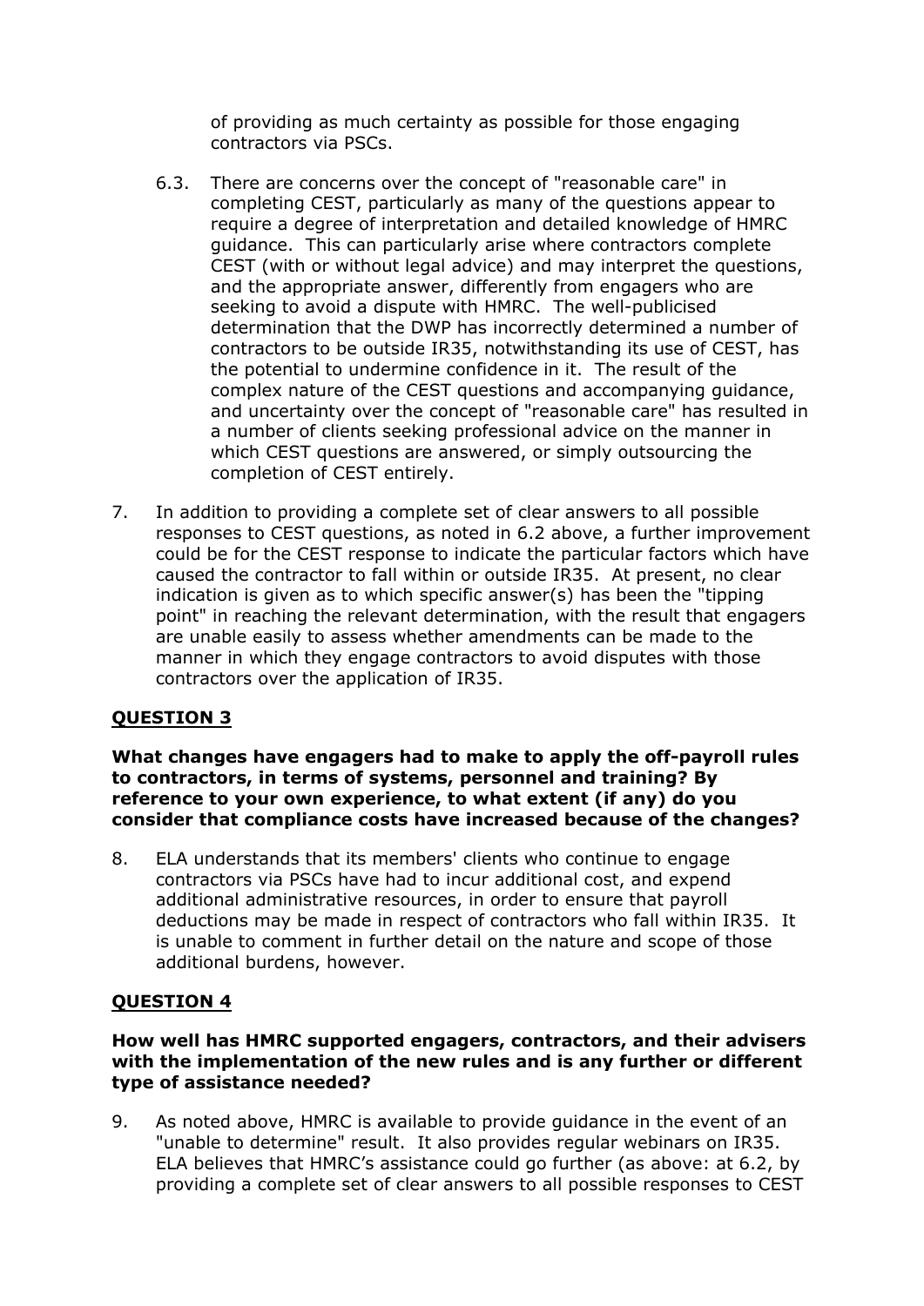of providing as much certainty as possible for those engaging contractors via PSCs.

6.3. There are concerns over the concept of "reasonable care" in completing CEST, particularly as many of the questions appear to require a degree of interpretation and detailed knowledge of HMRC guidance. This can particularly arise where contractors complete CEST (with or without legal advice) and may interpret the questions, and the appropriate answer, differently from engagers who are seeking to avoid a dispute with HMRC. The well-publicised determination that the DWP has incorrectly determined a number of contractors to be outside IR35, notwithstanding its use of CEST, has the potential to undermine confidence in it. The result of the complex nature of the CEST questions and accompanying guidance, and uncertainty over the concept of "reasonable care" has resulted in a number of clients seeking professional advice on the manner in which CEST questions are answered, or simply outsourcing the completion of CEST entirely.

7. In addition to providing a complete set of clear answers to all possible responses to CEST questions, as noted in 6.2 above, a further improvement could be for the CEST response to indicate the particular factors which have caused the contractor to fall within or outside IR35. At present, no clear indication is given as to which specific answer(s) has been the "tipping point" in reaching the relevant determination, with the result that engagers are unable easily to assess whether amendments can be made to the manner in which they engage contractors to avoid disputes with those contractors over the application of IR35.

## QUESTION 3

**What changes have engagers had to make to apply the off-payroll rules to contractors, in terms of systems, personnel and training? By reference to your own experience, to what extent (if any) do you consider that compliance costs have increased because of the changes?**

8. ELA understands that its members' clients who continue to engage contractors via PSCs have had to incur additional cost, and expend additional administrative resources, in order to ensure that payroll deductions may be made in respect of contractors who fall within IR35. It is unable to comment in further detail on the nature and scope of those additional burdens, however.

## QUESTION 4

**How well has HMRC supported engagers, contractors, and their advisers with the implementation of the new rules and is any further or different type of assistance needed?**

9. As noted above, HMRC is available to provide guidance in the event of an "unable to determine" result. It also provides regular webinars on IR35. ELA believes that HMRC's assistance could go further (as above: at 6.2, by providing a complete set of clear answers to all possible responses to CEST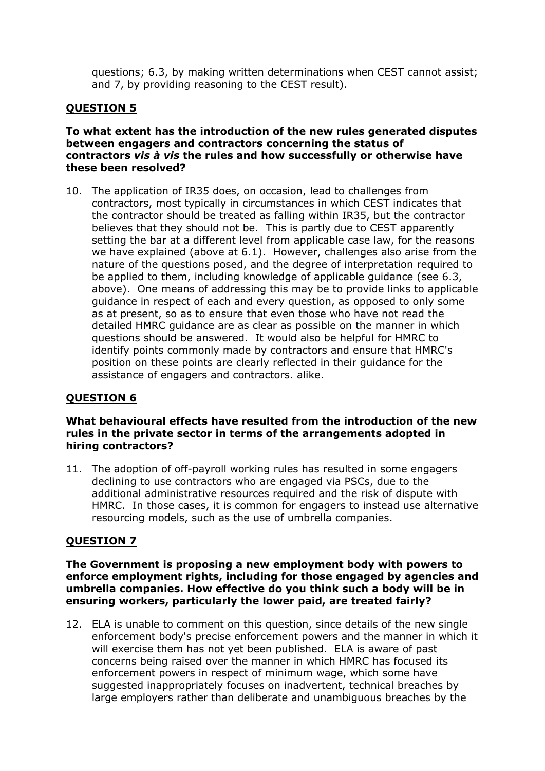questions; 6.3, by making written determinations when CEST cannot assist; and 7, by providing reasoning to the CEST result).

## QUESTION 5

**To what extent has the introduction of the new rules generated disputes between engagers and contractors concerning the status of contractors *vis à vis* the rules and how successfully or otherwise have these been resolved?**

10. The application of IR35 does, on occasion, lead to challenges from contractors, most typically in circumstances in which CEST indicates that the contractor should be treated as falling within IR35, but the contractor believes that they should not be. This is partly due to CEST apparently setting the bar at a different level from applicable case law, for the reasons we have explained (above at 6.1). However, challenges also arise from the nature of the questions posed, and the degree of interpretation required to be applied to them, including knowledge of applicable guidance (see 6.3, above). One means of addressing this may be to provide links to applicable guidance in respect of each and every question, as opposed to only some as at present, so as to ensure that even those who have not read the detailed HMRC guidance are as clear as possible on the manner in which questions should be answered. It would also be helpful for HMRC to identify points commonly made by contractors and ensure that HMRC's position on these points are clearly reflected in their guidance for the assistance of engagers and contractors. alike.

## QUESTION 6

**What behavioural effects have resulted from the introduction of the new rules in the private sector in terms of the arrangements adopted in hiring contractors?**

11. The adoption of off-payroll working rules has resulted in some engagers declining to use contractors who are engaged via PSCs, due to the additional administrative resources required and the risk of dispute with HMRC. In those cases, it is common for engagers to instead use alternative resourcing models, such as the use of umbrella companies.

## QUESTION 7

**The Government is proposing a new employment body with powers to enforce employment rights, including for those engaged by agencies and umbrella companies. How effective do you think such a body will be in ensuring workers, particularly the lower paid, are treated fairly?**

12. ELA is unable to comment on this question, since details of the new single enforcement body's precise enforcement powers and the manner in which it will exercise them has not yet been published. ELA is aware of past concerns being raised over the manner in which HMRC has focused its enforcement powers in respect of minimum wage, which some have suggested inappropriately focuses on inadvertent, technical breaches by large employers rather than deliberate and unambiguous breaches by the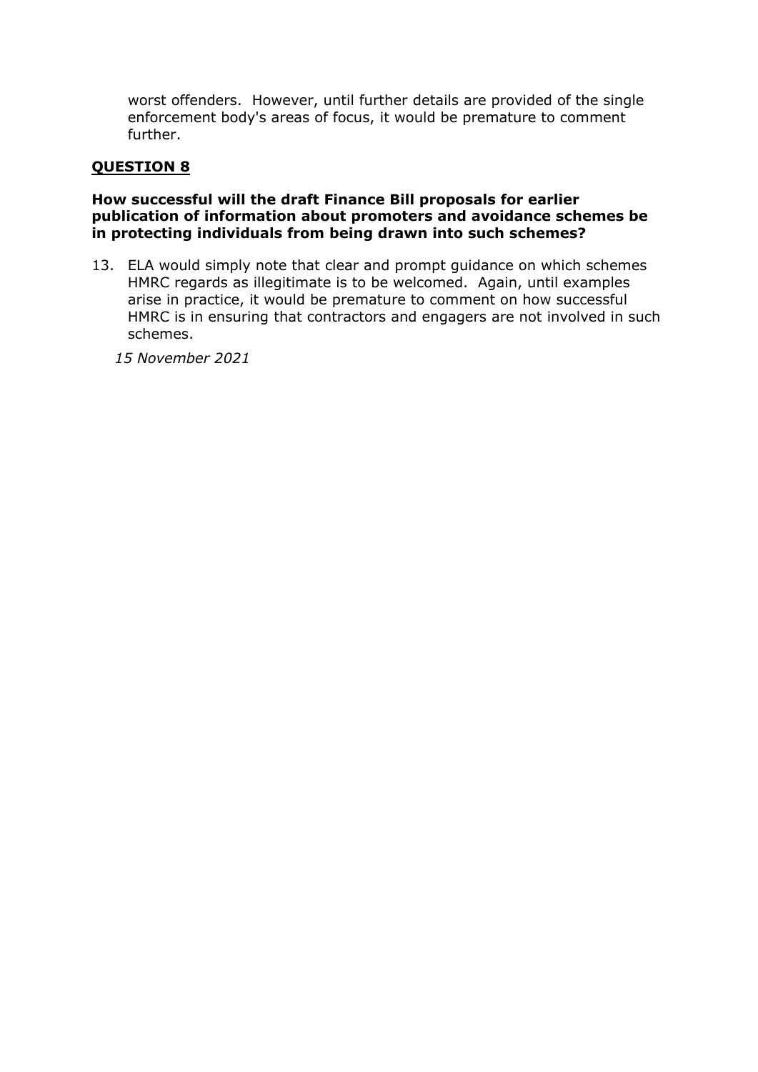worst offenders. However, until further details are provided of the single enforcement body's areas of focus, it would be premature to comment further.

## QUESTION 8

**How successful will the draft Finance Bill proposals for earlier publication of information about promoters and avoidance schemes be in protecting individuals from being drawn into such schemes?**

13. ELA would simply note that clear and prompt guidance on which schemes HMRC regards as illegitimate is to be welcomed. Again, until examples arise in practice, it would be premature to comment on how successful HMRC is in ensuring that contractors and engagers are not involved in such schemes.

*15 November 2021*